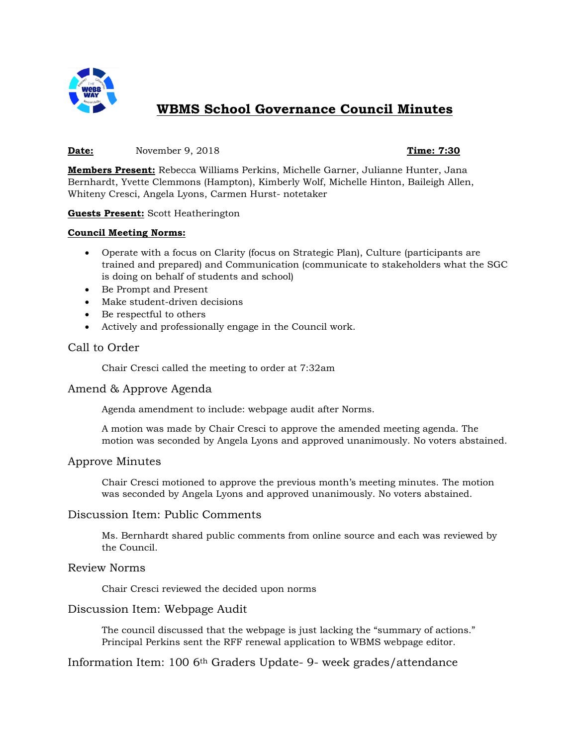# WBMS School Governance Council Minutes

**Date:** November 9, 2018 **Time: 7:30**

**Members Present:** Rebecca Williams Perkins, Michelle Garner, Julianne Hunter, Jana Bernhardt, Yvette Clemmons (Hampton), Kimberly Wolf, Michelle Hinton, Baileigh Allen, Whiteny Cresci, Angela Lyons, Carmen Hurst- notetaker

**Guests Present:** Scott Heatherington

**Council Meeting Norms:**

- Operate with a focus on Clarity (focus on Strategic Plan), Culture (participants are trained and prepared) and Communication (communicate to stakeholders what the SGC is doing on behalf of students and school)
- Be Prompt and Present
- Make student-driven decisions
- Be respectful to others
- Actively and professionally engage in the Council work.

## Call to Order

Chair Cresci called the meeting to order at 7:32am

## Amend & Approve Agenda

Agenda amendment to include: webpage audit after Norms.

A motion was made by Chair Cresci to approve the amended meeting agenda. The motion was seconded by Angela Lyons and approved unanimously. No voters abstained.

## Approve Minutes

Chair Cresci motioned to approve the previous month's meeting minutes. The motion was seconded by Angela Lyons and approved unanimously. No voters abstained.

## Discussion Item: Public Comments

Ms. Bernhardt shared public comments from online source and each was reviewed by the Council.

## Review Norms

Chair Cresci reviewed the decided upon norms

## Discussion Item: Webpage Audit

The council discussed that the webpage is just lacking the "summary of actions." Principal Perkins sent the RFF renewal application to WBMS webpage editor.

## Information Item: 100 6th Graders Update- 9- week grades/attendance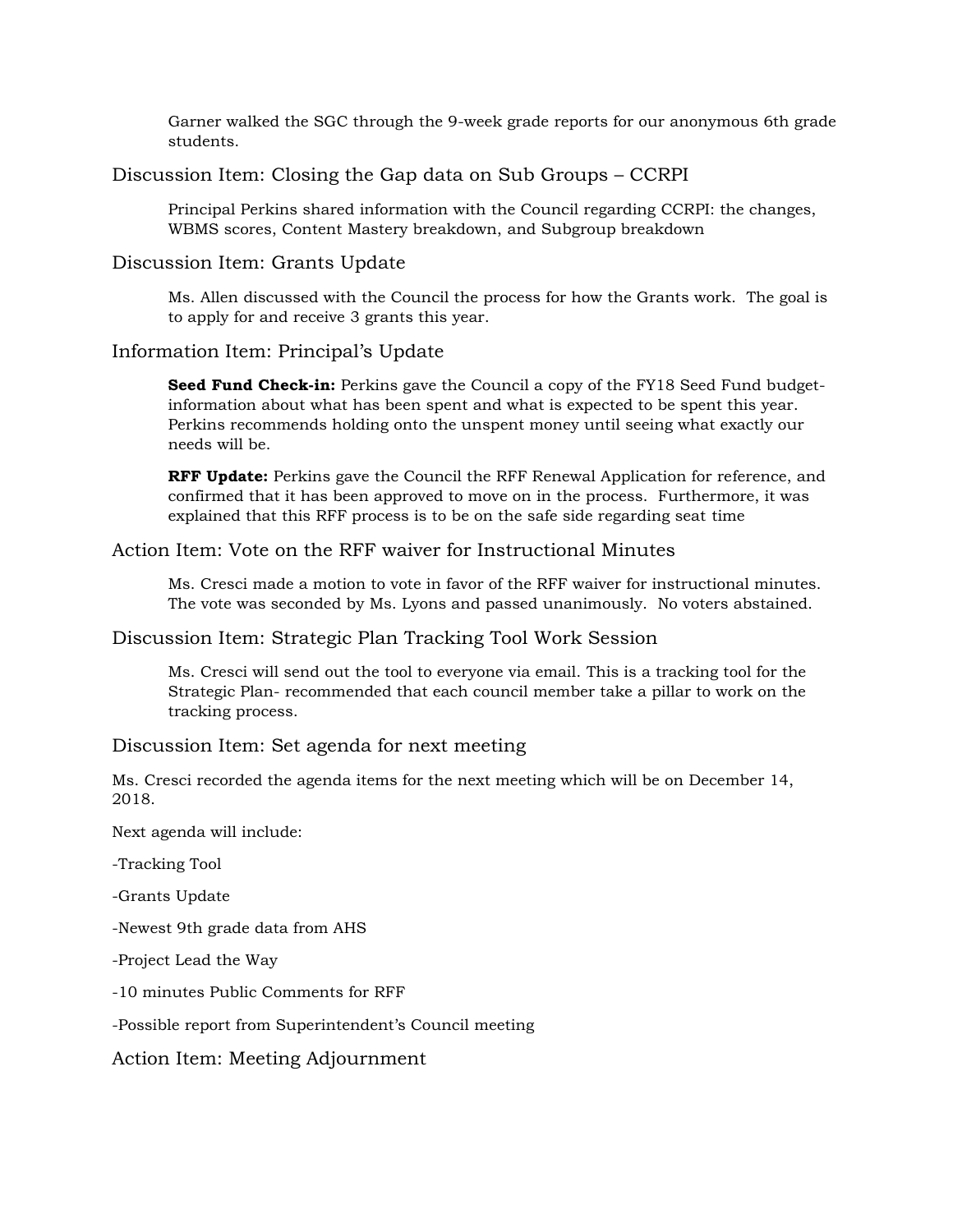Garner walked the SGC through the 9-week grade reports for our anonymous 6th grade students.

## Discussion Item: Closing the Gap data on Sub Groups – CCRPI

Principal Perkins shared information with the Council regarding CCRPI: the changes, WBMS scores, Content Mastery breakdown, and Subgroup breakdown

## Discussion Item: Grants Update

Ms. Allen discussed with the Council the process for how the Grants work. The goal is to apply for and receive 3 grants this year.

## Information Item: Principal's Update

**Seed Fund Check-in:** Perkins gave the Council a copy of the FY18 Seed Fund budget-information about what has been spent and what is expected to be spent this year. Perkins recommends holding onto the unspent money until seeing what exactly our needs will be.

**RFF Update:** Perkins gave the Council the RFF Renewal Application for reference, and confirmed that it has been approved to move on in the process. Furthermore, it was explained that this RFF process is to be on the safe side regarding seat time

## Action Item: Vote on the RFF waiver for Instructional Minutes

Ms. Cresci made a motion to vote in favor of the RFF waiver for instructional minutes. The vote was seconded by Ms. Lyons and passed unanimously. No voters abstained.

## Discussion Item: Strategic Plan Tracking Tool Work Session

Ms. Cresci will send out the tool to everyone via email. This is a tracking tool for the Strategic Plan- recommended that each council member take a pillar to work on the tracking process.

## Discussion Item: Set agenda for next meeting

Ms. Cresci recorded the agenda items for the next meeting which will be on December 14, 2018.

Next agenda will include:

-Tracking Tool

-Grants Update

-Newest 9th grade data from AHS

-Project Lead the Way

-10 minutes Public Comments for RFF

-Possible report from Superintendent's Council meeting

## Action Item: Meeting Adjournment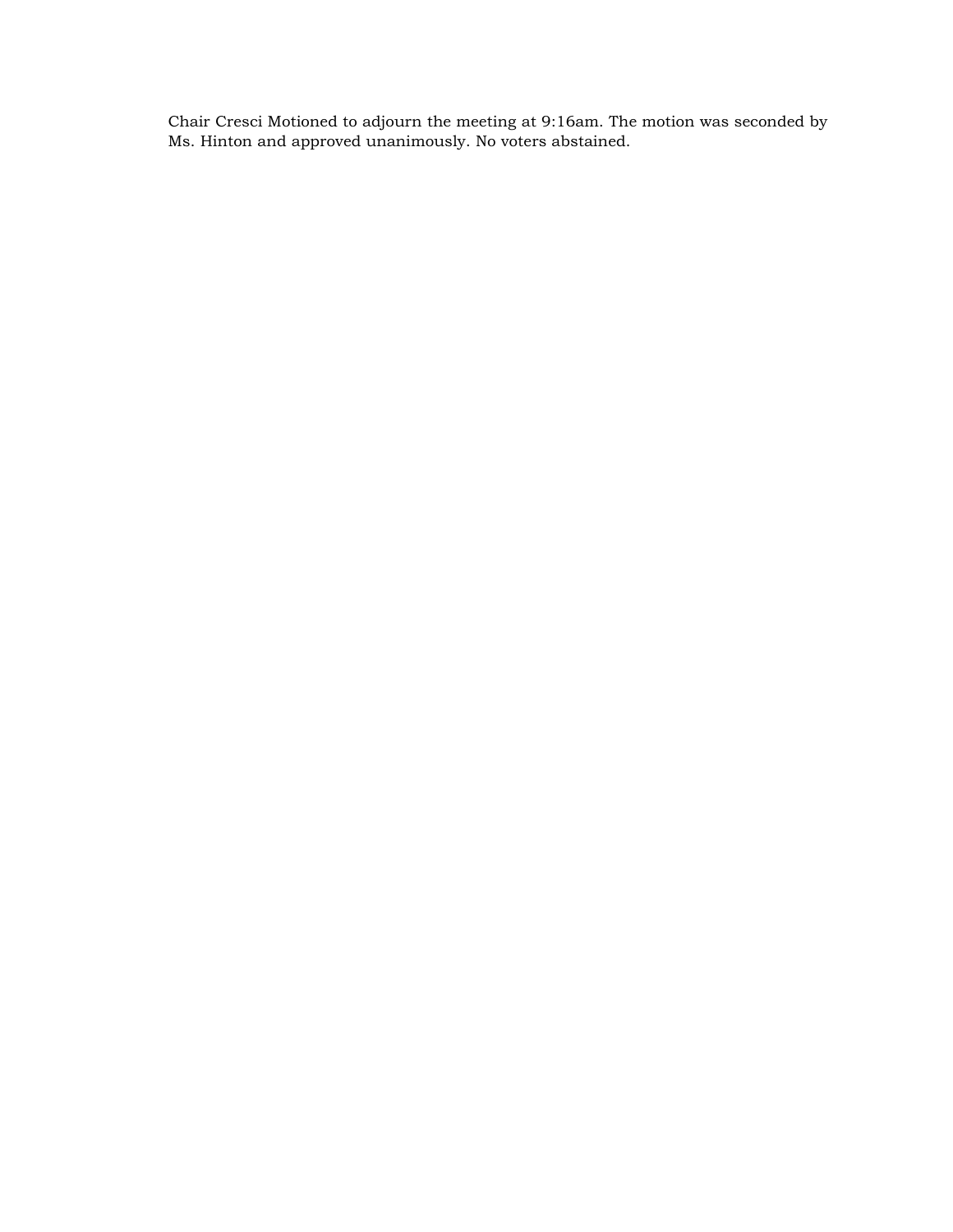Chair Cresci Motioned to adjourn the meeting at 9:16am. The motion was seconded by Ms. Hinton and approved unanimously. No voters abstained.